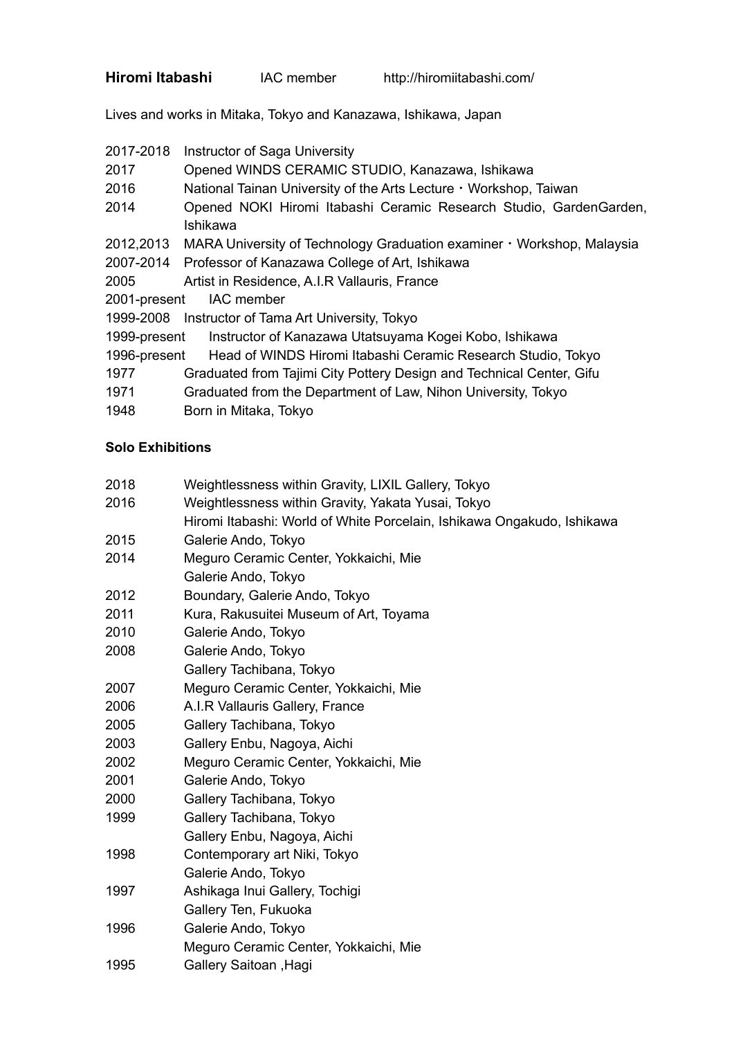**Hiromi Itabashi**  IAC member  http://hiromiitabashi.com/

Lives and works in Mitaka, Tokyo and Kanazawa, Ishikawa, Japan

| | |
|---|---|
| 2017-2018 | Instructor of Saga University |
| 2017 | Opened WINDS CERAMIC STUDIO, Kanazawa, Ishikawa |
| 2016 | National Tainan University of the Arts Lecture・Workshop, Taiwan |
| 2014 | Opened NOKI Hiromi Itabashi Ceramic Research Studio, GardenGarden, Ishikawa |
| 2012,2013 | MARA University of Technology Graduation examiner・Workshop, Malaysia |
| 2007-2014 | Professor of Kanazawa College of Art, Ishikawa |
| 2005 | Artist in Residence, A.I.R Vallauris, France |
| 2001-present | IAC member |
| 1999-2008 | Instructor of Tama Art University, Tokyo |
| 1999-present | Instructor of Kanazawa Utatsuyama Kogei Kobo, Ishikawa |
| 1996-present | Head of WINDS Hiromi Itabashi Ceramic Research Studio, Tokyo |
| 1977 | Graduated from Tajimi City Pottery Design and Technical Center, Gifu |
| 1971 | Graduated from the Department of Law, Nihon University, Tokyo |
| 1948 | Born in Mitaka, Tokyo |

**Solo Exhibitions**

| | |
|---|---|
| 2018 | Weightlessness within Gravity, LIXIL Gallery, Tokyo |
| 2016 | Weightlessness within Gravity, Yakata Yusai, Tokyo |
| | Hiromi Itabashi: World of White Porcelain, Ishikawa Ongakudo, Ishikawa |
| 2015 | Galerie Ando, Tokyo |
| 2014 | Meguro Ceramic Center, Yokkaichi, Mie |
| | Galerie Ando, Tokyo |
| 2012 | Boundary, Galerie Ando, Tokyo |
| 2011 | Kura, Rakusuitei Museum of Art, Toyama |
| 2010 | Galerie Ando, Tokyo |
| 2008 | Galerie Ando, Tokyo |
| | Gallery Tachibana, Tokyo |
| 2007 | Meguro Ceramic Center, Yokkaichi, Mie |
| 2006 | A.I.R Vallauris Gallery, France |
| 2005 | Gallery Tachibana, Tokyo |
| 2003 | Gallery Enbu, Nagoya, Aichi |
| 2002 | Meguro Ceramic Center, Yokkaichi, Mie |
| 2001 | Galerie Ando, Tokyo |
| 2000 | Gallery Tachibana, Tokyo |
| 1999 | Gallery Tachibana, Tokyo |
| | Gallery Enbu, Nagoya, Aichi |
| 1998 | Contemporary art Niki, Tokyo |
| | Galerie Ando, Tokyo |
| 1997 | Ashikaga Inui Gallery, Tochigi |
| | Gallery Ten, Fukuoka |
| 1996 | Galerie Ando, Tokyo |
| | Meguro Ceramic Center, Yokkaichi, Mie |
| 1995 | Gallery Saitoan ,Hagi |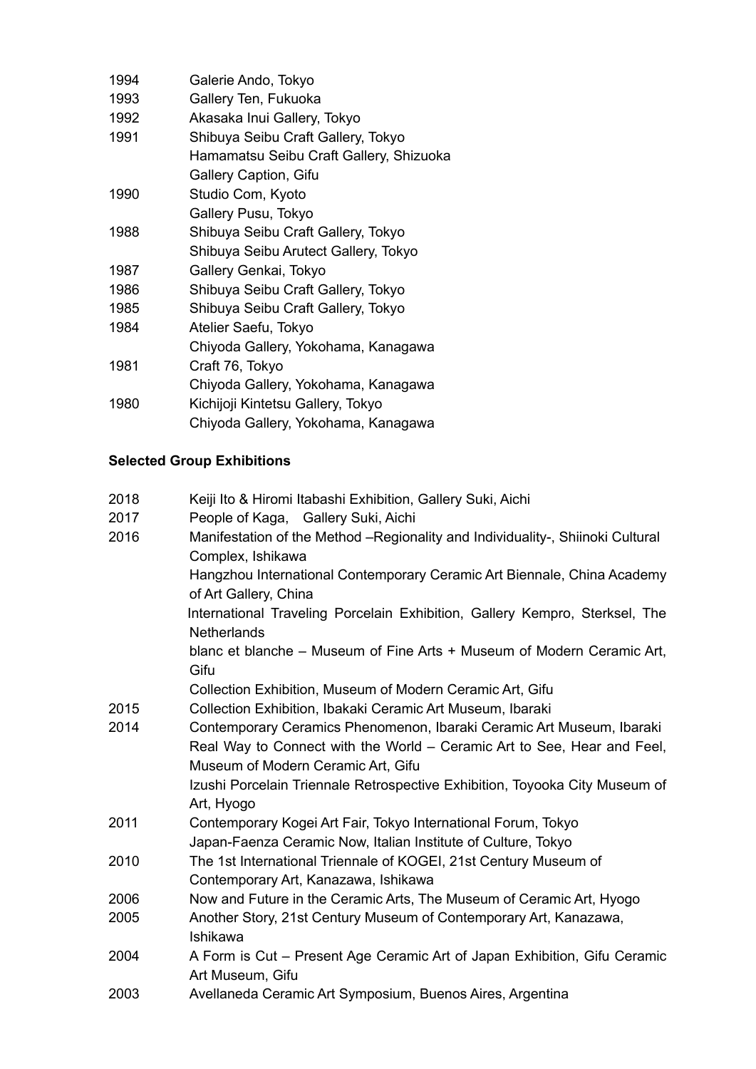| | |
|---|---|
| 1994 | Galerie Ando, Tokyo |
| 1993 | Gallery Ten, Fukuoka |
| 1992 | Akasaka Inui Gallery, Tokyo |
| 1991 | Shibuya Seibu Craft Gallery, Tokyo |
| | Hamamatsu Seibu Craft Gallery, Shizuoka |
| | Gallery Caption, Gifu |
| 1990 | Studio Com, Kyoto |
| | Gallery Pusu, Tokyo |
| 1988 | Shibuya Seibu Craft Gallery, Tokyo |
| | Shibuya Seibu Arutect Gallery, Tokyo |
| 1987 | Gallery Genkai, Tokyo |
| 1986 | Shibuya Seibu Craft Gallery, Tokyo |
| 1985 | Shibuya Seibu Craft Gallery, Tokyo |
| 1984 | Atelier Saefu, Tokyo |
| | Chiyoda Gallery, Yokohama, Kanagawa |
| 1981 | Craft 76, Tokyo |
| | Chiyoda Gallery, Yokohama, Kanagawa |
| 1980 | Kichijoji Kintetsu Gallery, Tokyo |
| | Chiyoda Gallery, Yokohama, Kanagawa |

**Selected Group Exhibitions**

| | |
|---|---|
| 2018 | Keiji Ito & Hiromi Itabashi Exhibition, Gallery Suki, Aichi |
| 2017 | People of Kaga, Gallery Suki, Aichi |
| 2016 | Manifestation of the Method –Regionality and Individuality-, Shiinoki Cultural Complex, Ishikawa |
| | Hangzhou International Contemporary Ceramic Art Biennale, China Academy of Art Gallery, China |
| | International Traveling Porcelain Exhibition, Gallery Kempro, Sterksel, The Netherlands |
| | blanc et blanche – Museum of Fine Arts + Museum of Modern Ceramic Art, Gifu |
| | Collection Exhibition, Museum of Modern Ceramic Art, Gifu |
| 2015 | Collection Exhibition, Ibakaki Ceramic Art Museum, Ibaraki |
| 2014 | Contemporary Ceramics Phenomenon, Ibaraki Ceramic Art Museum, Ibaraki |
| | Real Way to Connect with the World – Ceramic Art to See, Hear and Feel, Museum of Modern Ceramic Art, Gifu |
| | Izushi Porcelain Triennale Retrospective Exhibition, Toyooka City Museum of Art, Hyogo |
| 2011 | Contemporary Kogei Art Fair, Tokyo International Forum, Tokyo |
| | Japan-Faenza Ceramic Now, Italian Institute of Culture, Tokyo |
| 2010 | The 1st International Triennale of KOGEI, 21st Century Museum of Contemporary Art, Kanazawa, Ishikawa |
| 2006 | Now and Future in the Ceramic Arts, The Museum of Ceramic Art, Hyogo |
| 2005 | Another Story, 21st Century Museum of Contemporary Art, Kanazawa, Ishikawa |
| 2004 | A Form is Cut – Present Age Ceramic Art of Japan Exhibition, Gifu Ceramic Art Museum, Gifu |
| 2003 | Avellaneda Ceramic Art Symposium, Buenos Aires, Argentina |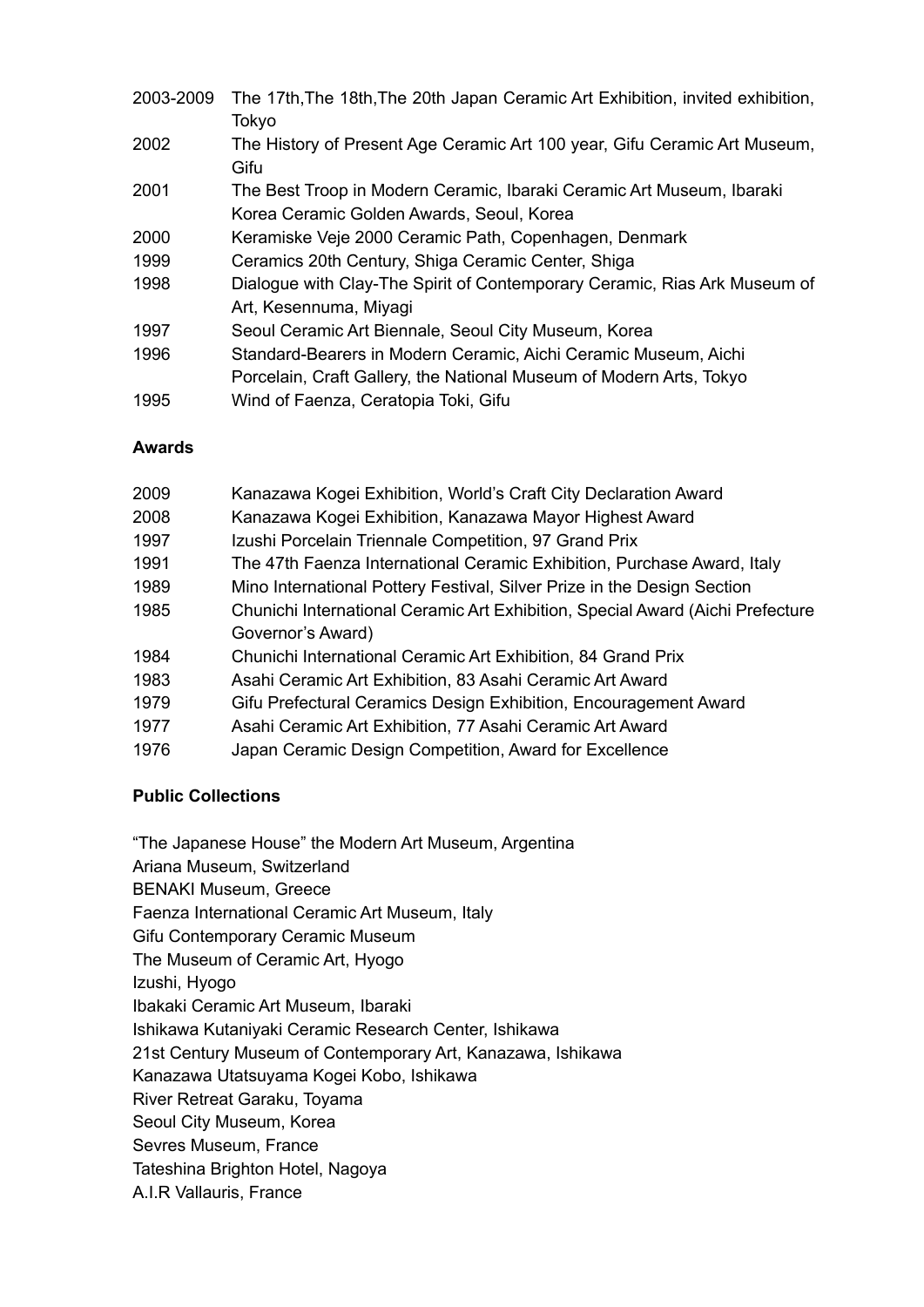| | |
|---|---|
| 2003-2009 | The 17th,The 18th,The 20th Japan Ceramic Art Exhibition, invited exhibition, Tokyo |
| 2002 | The History of Present Age Ceramic Art 100 year, Gifu Ceramic Art Museum, Gifu |
| 2001 | The Best Troop in Modern Ceramic, Ibaraki Ceramic Art Museum, Ibaraki<br>Korea Ceramic Golden Awards, Seoul, Korea |
| 2000 | Keramiske Veje 2000 Ceramic Path, Copenhagen, Denmark |
| 1999 | Ceramics 20th Century, Shiga Ceramic Center, Shiga |
| 1998 | Dialogue with Clay-The Spirit of Contemporary Ceramic, Rias Ark Museum of Art, Kesennuma, Miyagi |
| 1997 | Seoul Ceramic Art Biennale, Seoul City Museum, Korea |
| 1996 | Standard-Bearers in Modern Ceramic, Aichi Ceramic Museum, Aichi<br>Porcelain, Craft Gallery, the National Museum of Modern Arts, Tokyo |
| 1995 | Wind of Faenza, Ceratopia Toki, Gifu |

**Awards**

| | |
|---|---|
| 2009 | Kanazawa Kogei Exhibition, World's Craft City Declaration Award |
| 2008 | Kanazawa Kogei Exhibition, Kanazawa Mayor Highest Award |
| 1997 | Izushi Porcelain Triennale Competition, 97 Grand Prix |
| 1991 | The 47th Faenza International Ceramic Exhibition, Purchase Award, Italy |
| 1989 | Mino International Pottery Festival, Silver Prize in the Design Section |
| 1985 | Chunichi International Ceramic Art Exhibition, Special Award (Aichi Prefecture Governor's Award) |
| 1984 | Chunichi International Ceramic Art Exhibition, 84 Grand Prix |
| 1983 | Asahi Ceramic Art Exhibition, 83 Asahi Ceramic Art Award |
| 1979 | Gifu Prefectural Ceramics Design Exhibition, Encouragement Award |
| 1977 | Asahi Ceramic Art Exhibition, 77 Asahi Ceramic Art Award |
| 1976 | Japan Ceramic Design Competition, Award for Excellence |

**Public Collections**

"The Japanese House" the Modern Art Museum, Argentina
Ariana Museum, Switzerland
BENAKI Museum, Greece
Faenza International Ceramic Art Museum, Italy
Gifu Contemporary Ceramic Museum
The Museum of Ceramic Art, Hyogo
Izushi, Hyogo
Ibakaki Ceramic Art Museum, Ibaraki
Ishikawa Kutaniyaki Ceramic Research Center, Ishikawa
21st Century Museum of Contemporary Art, Kanazawa, Ishikawa
Kanazawa Utatsuyama Kogei Kobo, Ishikawa
River Retreat Garaku, Toyama
Seoul City Museum, Korea
Sevres Museum, France
Tateshina Brighton Hotel, Nagoya
A.I.R Vallauris, France